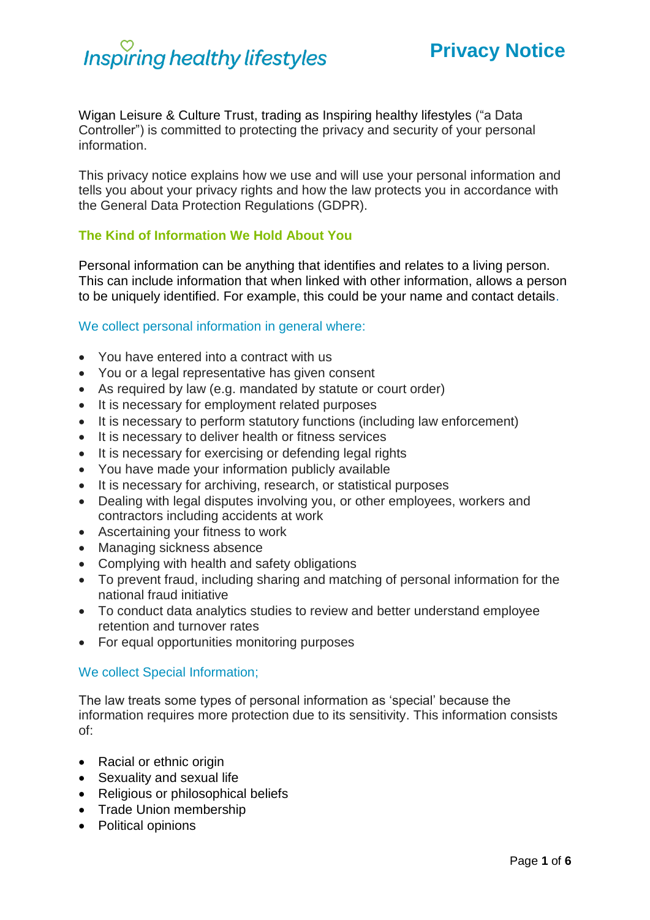Inspiring healthy lifestyles

# Privacy Notice

Wigan Leisure & Culture Trust, trading as Inspiring healthy lifestyles ("a Data Controller") is committed to protecting the privacy and security of your personal information.

This privacy notice explains how we use and will use your personal information and tells you about your privacy rights and how the law protects you in accordance with the General Data Protection Regulations (GDPR).

## The Kind of Information We Hold About You

Personal information can be anything that identifies and relates to a living person. This can include information that when linked with other information, allows a person to be uniquely identified. For example, this could be your name and contact details.

### We collect personal information in general where:

- You have entered into a contract with us
- You or a legal representative has given consent
- As required by law (e.g. mandated by statute or court order)
- It is necessary for employment related purposes
- It is necessary to perform statutory functions (including law enforcement)
- It is necessary to deliver health or fitness services
- It is necessary for exercising or defending legal rights
- You have made your information publicly available
- It is necessary for archiving, research, or statistical purposes
- Dealing with legal disputes involving you, or other employees, workers and contractors including accidents at work
- Ascertaining your fitness to work
- Managing sickness absence
- Complying with health and safety obligations
- To prevent fraud, including sharing and matching of personal information for the national fraud initiative
- To conduct data analytics studies to review and better understand employee retention and turnover rates
- For equal opportunities monitoring purposes

### We collect Special Information;

The law treats some types of personal information as 'special' because the information requires more protection due to its sensitivity. This information consists of:

- Racial or ethnic origin
- Sexuality and sexual life
- Religious or philosophical beliefs
- Trade Union membership
- Political opinions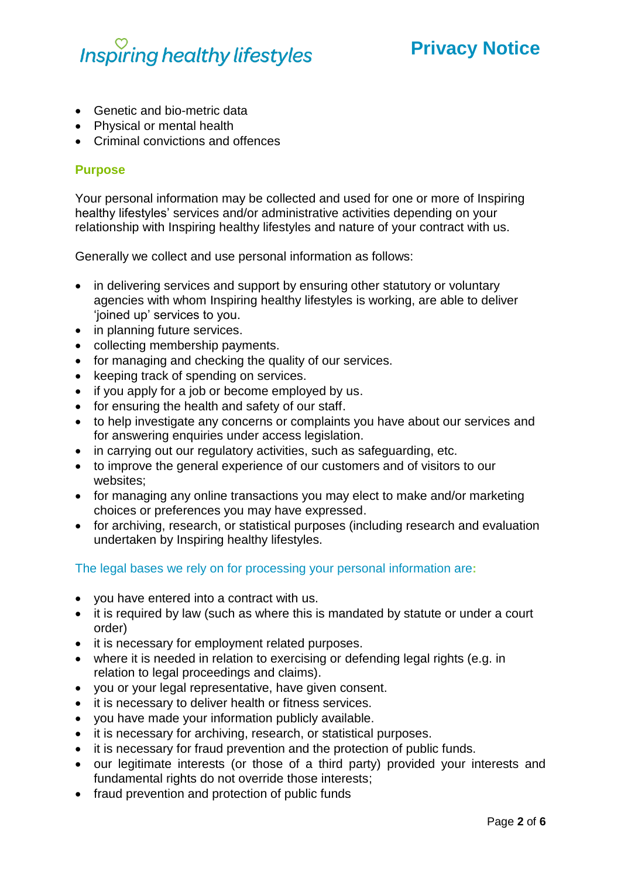- Genetic and bio-metric data
- Physical or mental health
- Criminal convictions and offences

## Purpose

Your personal information may be collected and used for one or more of Inspiring healthy lifestyles' services and/or administrative activities depending on your relationship with Inspiring healthy lifestyles and nature of your contract with us.

Generally we collect and use personal information as follows:

- in delivering services and support by ensuring other statutory or voluntary agencies with whom Inspiring healthy lifestyles is working, are able to deliver 'joined up' services to you.
- in planning future services.
- collecting membership payments.
- for managing and checking the quality of our services.
- keeping track of spending on services.
- if you apply for a job or become employed by us.
- for ensuring the health and safety of our staff.
- to help investigate any concerns or complaints you have about our services and for answering enquiries under access legislation.
- in carrying out our regulatory activities, such as safeguarding, etc.
- to improve the general experience of our customers and of visitors to our websites;
- for managing any online transactions you may elect to make and/or marketing choices or preferences you may have expressed.
- for archiving, research, or statistical purposes (including research and evaluation undertaken by Inspiring healthy lifestyles.

### The legal bases we rely on for processing your personal information are:

- you have entered into a contract with us.
- it is required by law (such as where this is mandated by statute or under a court order)
- it is necessary for employment related purposes.
- where it is needed in relation to exercising or defending legal rights (e.g. in relation to legal proceedings and claims).
- you or your legal representative, have given consent.
- it is necessary to deliver health or fitness services.
- you have made your information publicly available.
- it is necessary for archiving, research, or statistical purposes.
- it is necessary for fraud prevention and the protection of public funds.
- our legitimate interests (or those of a third party) provided your interests and fundamental rights do not override those interests;
- fraud prevention and protection of public funds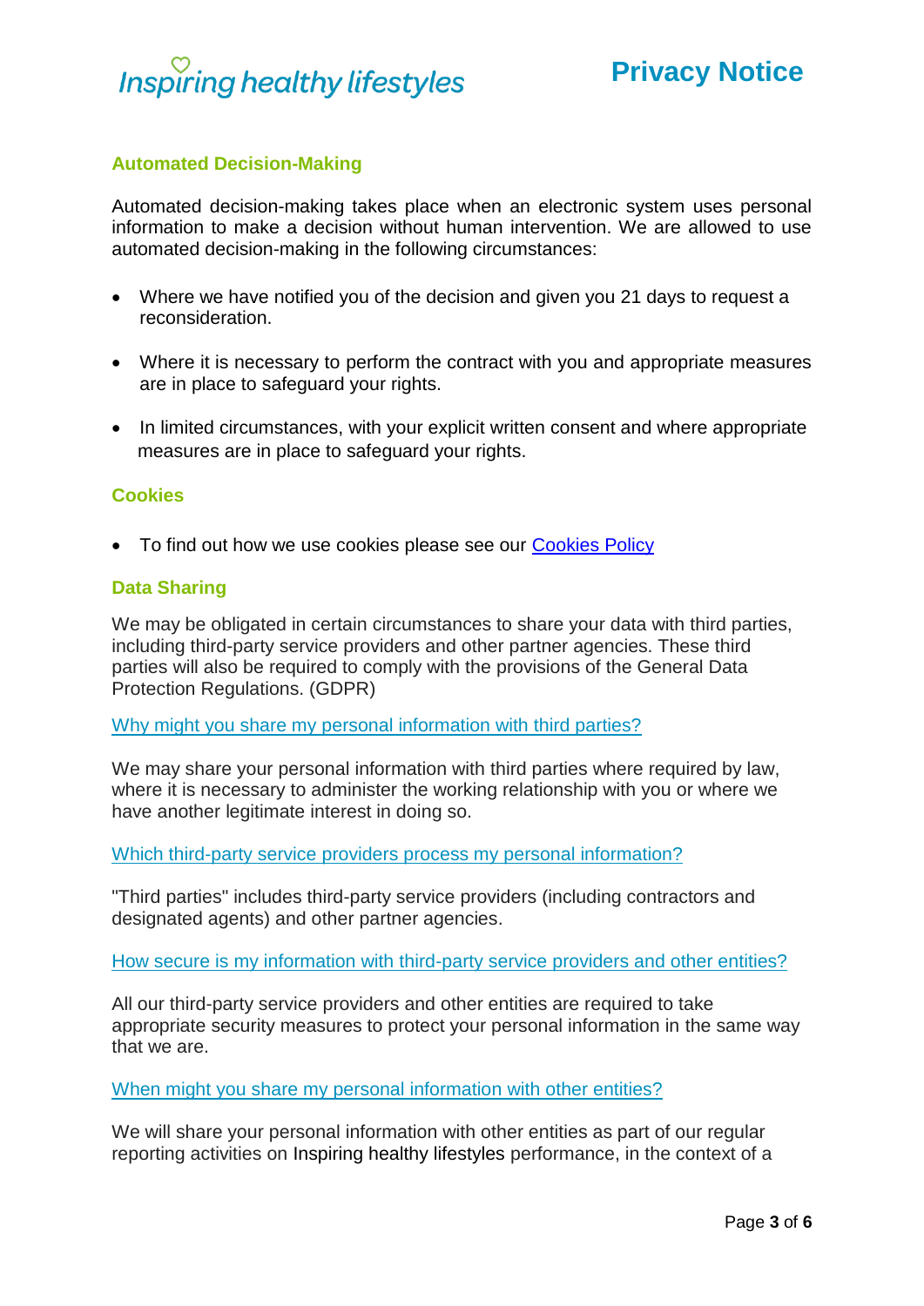## Automated Decision-Making

Automated decision-making takes place when an electronic system uses personal information to make a decision without human intervention. We are allowed to use automated decision-making in the following circumstances:

- Where we have notified you of the decision and given you 21 days to request a reconsideration.
- Where it is necessary to perform the contract with you and appropriate measures are in place to safeguard your rights.
- In limited circumstances, with your explicit written consent and where appropriate measures are in place to safeguard your rights.

## Cookies

- To find out how we use cookies please see our [Cookies Policy]()

## Data Sharing

We may be obligated in certain circumstances to share your data with third parties, including third-party service providers and other partner agencies. These third parties will also be required to comply with the provisions of the General Data Protection Regulations. (GDPR)

### Why might you share my personal information with third parties?

We may share your personal information with third parties where required by law, where it is necessary to administer the working relationship with you or where we have another legitimate interest in doing so.

### Which third-party service providers process my personal information?

"Third parties" includes third-party service providers (including contractors and designated agents) and other partner agencies.

### How secure is my information with third-party service providers and other entities?

All our third-party service providers and other entities are required to take appropriate security measures to protect your personal information in the same way that we are.

### When might you share my personal information with other entities?

We will share your personal information with other entities as part of our regular reporting activities on Inspiring healthy lifestyles performance, in the context of a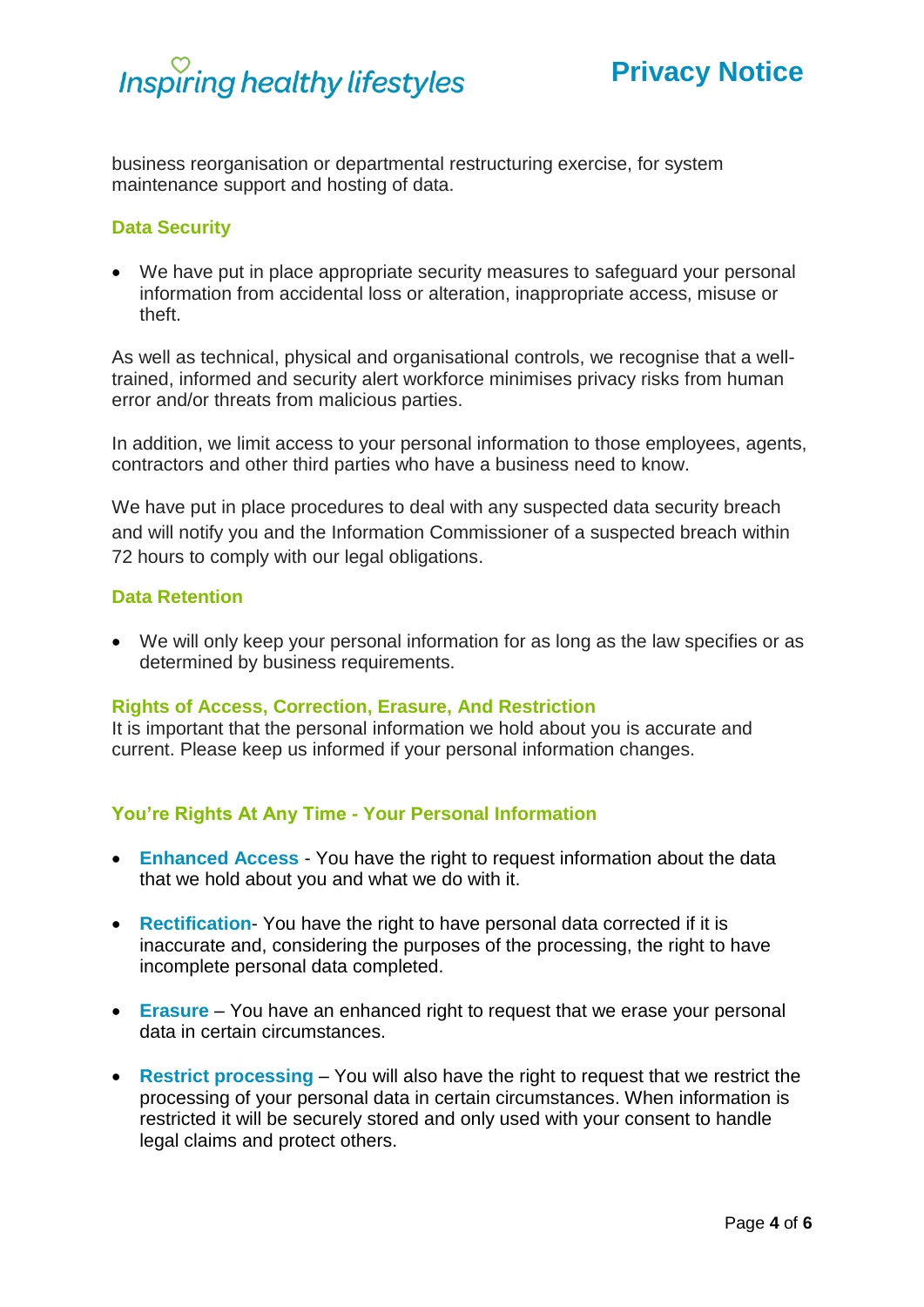business reorganisation or departmental restructuring exercise, for system maintenance support and hosting of data.

### Data Security

- We have put in place appropriate security measures to safeguard your personal information from accidental loss or alteration, inappropriate access, misuse or theft.

As well as technical, physical and organisational controls, we recognise that a well-trained, informed and security alert workforce minimises privacy risks from human error and/or threats from malicious parties.

In addition, we limit access to your personal information to those employees, agents, contractors and other third parties who have a business need to know.

We have put in place procedures to deal with any suspected data security breach and will notify you and the Information Commissioner of a suspected breach within 72 hours to comply with our legal obligations.

### Data Retention

- We will only keep your personal information for as long as the law specifies or as determined by business requirements.

### Rights of Access, Correction, Erasure, And Restriction

It is important that the personal information we hold about you is accurate and current. Please keep us informed if your personal information changes.

### You're Rights At Any Time - Your Personal Information

- **Enhanced Access** - You have the right to request information about the data that we hold about you and what we do with it.
- **Rectification**- You have the right to have personal data corrected if it is inaccurate and, considering the purposes of the processing, the right to have incomplete personal data completed.
- **Erasure** – You have an enhanced right to request that we erase your personal data in certain circumstances.
- **Restrict processing** – You will also have the right to request that we restrict the processing of your personal data in certain circumstances. When information is restricted it will be securely stored and only used with your consent to handle legal claims and protect others.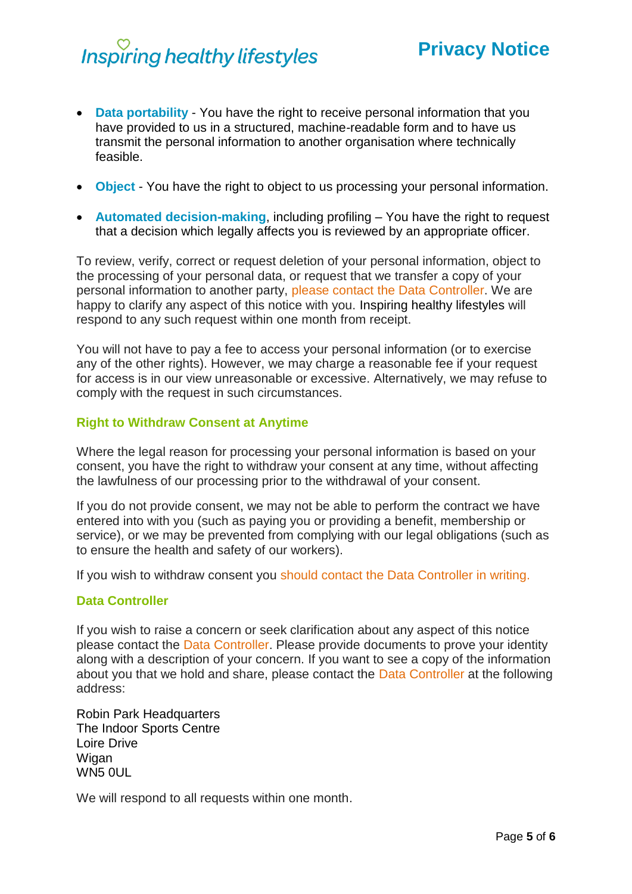- **Data portability** - You have the right to receive personal information that you have provided to us in a structured, machine-readable form and to have us transmit the personal information to another organisation where technically feasible.

- **Object** - You have the right to object to us processing your personal information.

- **Automated decision-making**, including profiling – You have the right to request that a decision which legally affects you is reviewed by an appropriate officer.

To review, verify, correct or request deletion of your personal information, object to the processing of your personal data, or request that we transfer a copy of your personal information to another party, please contact the Data Controller. We are happy to clarify any aspect of this notice with you. Inspiring healthy lifestyles will respond to any such request within one month from receipt.

You will not have to pay a fee to access your personal information (or to exercise any of the other rights). However, we may charge a reasonable fee if your request for access is in our view unreasonable or excessive. Alternatively, we may refuse to comply with the request in such circumstances.

### Right to Withdraw Consent at Anytime

Where the legal reason for processing your personal information is based on your consent, you have the right to withdraw your consent at any time, without affecting the lawfulness of our processing prior to the withdrawal of your consent.

If you do not provide consent, we may not be able to perform the contract we have entered into with you (such as paying you or providing a benefit, membership or service), or we may be prevented from complying with our legal obligations (such as to ensure the health and safety of our workers).

If you wish to withdraw consent you should contact the Data Controller in writing.

### Data Controller

If you wish to raise a concern or seek clarification about any aspect of this notice please contact the Data Controller. Please provide documents to prove your identity along with a description of your concern. If you want to see a copy of the information about you that we hold and share, please contact the Data Controller at the following address:

Robin Park Headquarters
The Indoor Sports Centre
Loire Drive
Wigan
WN5 0UL

We will respond to all requests within one month.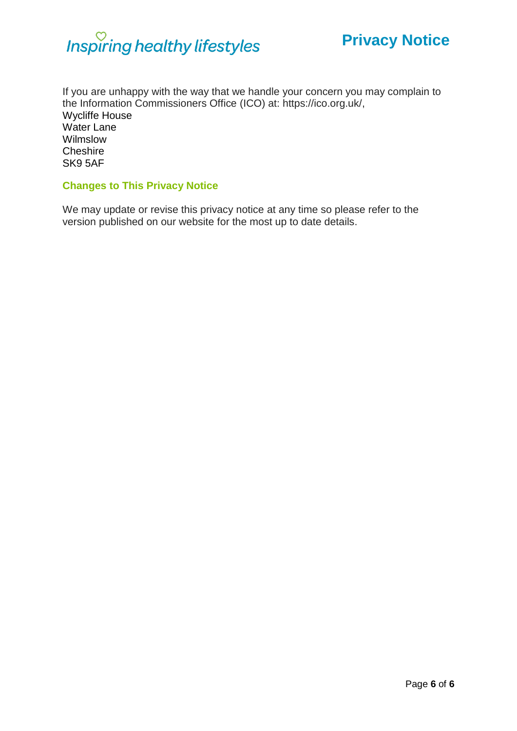If you are unhappy with the way that we handle your concern you may complain to the Information Commissioners Office (ICO) at: https://ico.org.uk/,
Wycliffe House
Water Lane
Wilmslow
Cheshire
SK9 5AF

## Changes to This Privacy Notice

We may update or revise this privacy notice at any time so please refer to the version published on our website for the most up to date details.